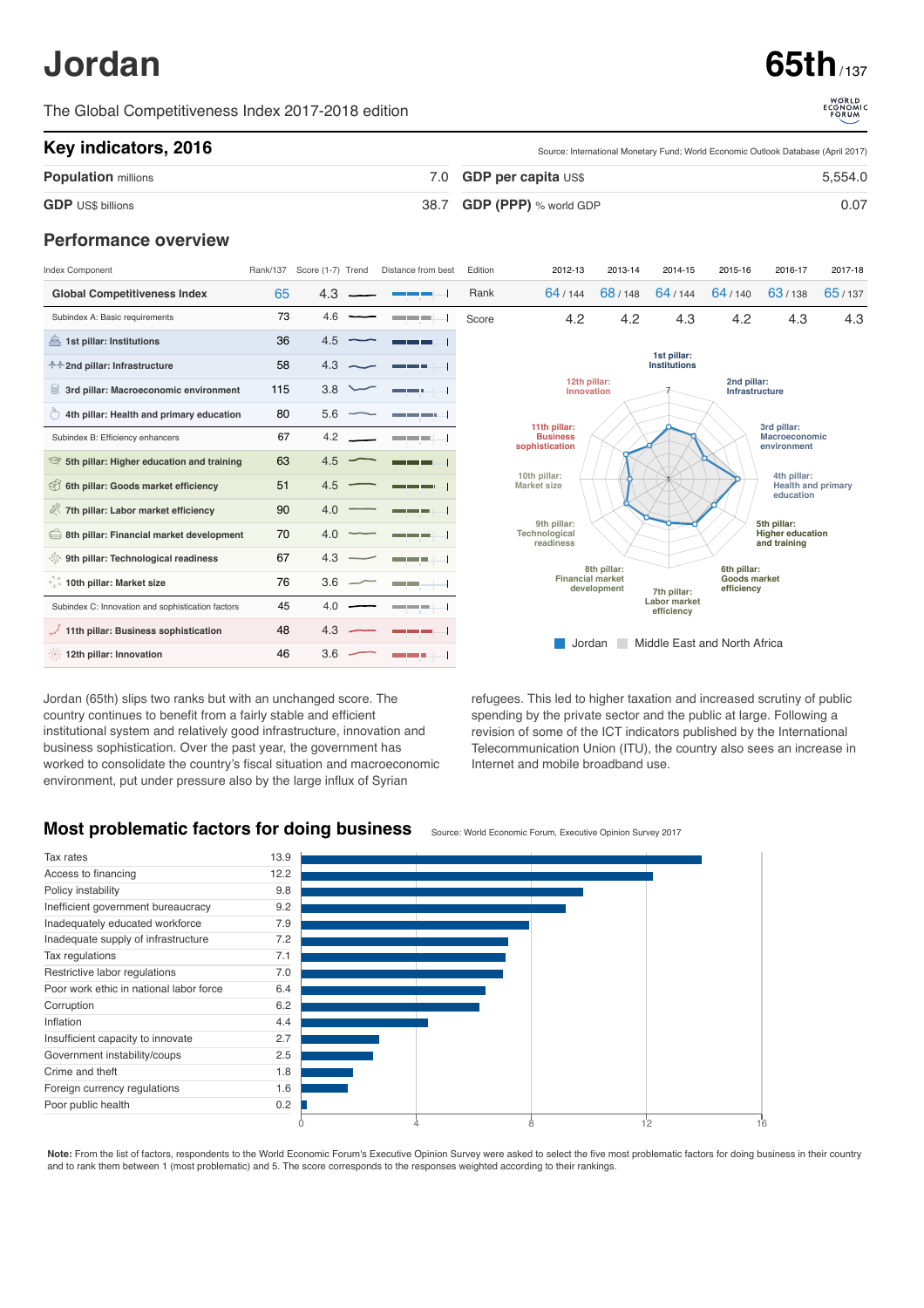# Jordan

**65th** / 137

The Global Competitiveness Index 2017-2018 edition

## Key indicators, 2016

Source: International Monetary Fund; World Economic Outlook Database (April 2017)

| Indicator | Value | Indicator | Value |
|---|---|---|---|
| **Population** millions | 7.0 | **GDP per capita** US$ | 5,554.0 |
| **GDP** US$ billions | 38.7 | **GDP (PPP)** % world GDP | 0.07 |

## Performance overview

| Index Component | Rank/137 | Score (1-7) |
|---|---|---|
| **Global Competitiveness Index** | 65 | 4.3 |
| Subindex A: Basic requirements | 73 | 4.6 |
| 1st pillar: Institutions | 36 | 4.5 |
| 2nd pillar: Infrastructure | 58 | 4.3 |
| 3rd pillar: Macroeconomic environment | 115 | 3.8 |
| 4th pillar: Health and primary education | 80 | 5.6 |
| Subindex B: Efficiency enhancers | 67 | 4.2 |
| 5th pillar: Higher education and training | 63 | 4.5 |
| 6th pillar: Goods market efficiency | 51 | 4.5 |
| 7th pillar: Labor market efficiency | 90 | 4.0 |
| 8th pillar: Financial market development | 70 | 4.0 |
| 9th pillar: Technological readiness | 67 | 4.3 |
| 10th pillar: Market size | 76 | 3.6 |
| Subindex C: Innovation and sophistication factors | 45 | 4.0 |
| 11th pillar: Business sophistication | 48 | 4.3 |
| 12th pillar: Innovation | 46 | 3.6 |

| Edition | 2012-13 | 2013-14 | 2014-15 | 2015-16 | 2016-17 | 2017-18 |
|---|---|---|---|---|---|---|
| Rank | 64 / 144 | 68 / 148 | 64 / 144 | 64 / 140 | 63 / 138 | 65 / 137 |
| Score | 4.2 | 4.2 | 4.3 | 4.2 | 4.3 | 4.3 |

Jordan ■ Middle East and North Africa

Jordan (65th) slips two ranks but with an unchanged score. The country continues to benefit from a fairly stable and efficient institutional system and relatively good infrastructure, innovation and business sophistication. Over the past year, the government has worked to consolidate the country's fiscal situation and macroeconomic environment, put under pressure also by the large influx of Syrian refugees. This led to higher taxation and increased scrutiny of public spending by the private sector and the public at large. Following a revision of some of the ICT indicators published by the International Telecommunication Union (ITU), the country also sees an increase in Internet and mobile broadband use.

## Most problematic factors for doing business

Source: World Economic Forum, Executive Opinion Survey 2017

| Factor | Score |
|---|---|
| Tax rates | 13.9 |
| Access to financing | 12.2 |
| Policy instability | 9.8 |
| Inefficient government bureaucracy | 9.2 |
| Inadequately educated workforce | 7.9 |
| Inadequate supply of infrastructure | 7.2 |
| Tax regulations | 7.1 |
| Restrictive labor regulations | 7.0 |
| Poor work ethic in national labor force | 6.4 |
| Corruption | 6.2 |
| Inflation | 4.4 |
| Insufficient capacity to innovate | 2.7 |
| Government instability/coups | 2.5 |
| Crime and theft | 1.8 |
| Foreign currency regulations | 1.6 |
| Poor public health | 0.2 |

**Note:** From the list of factors, respondents to the World Economic Forum's Executive Opinion Survey were asked to select the five most problematic factors for doing business in their country and to rank them between 1 (most problematic) and 5. The score corresponds to the responses weighted according to their rankings.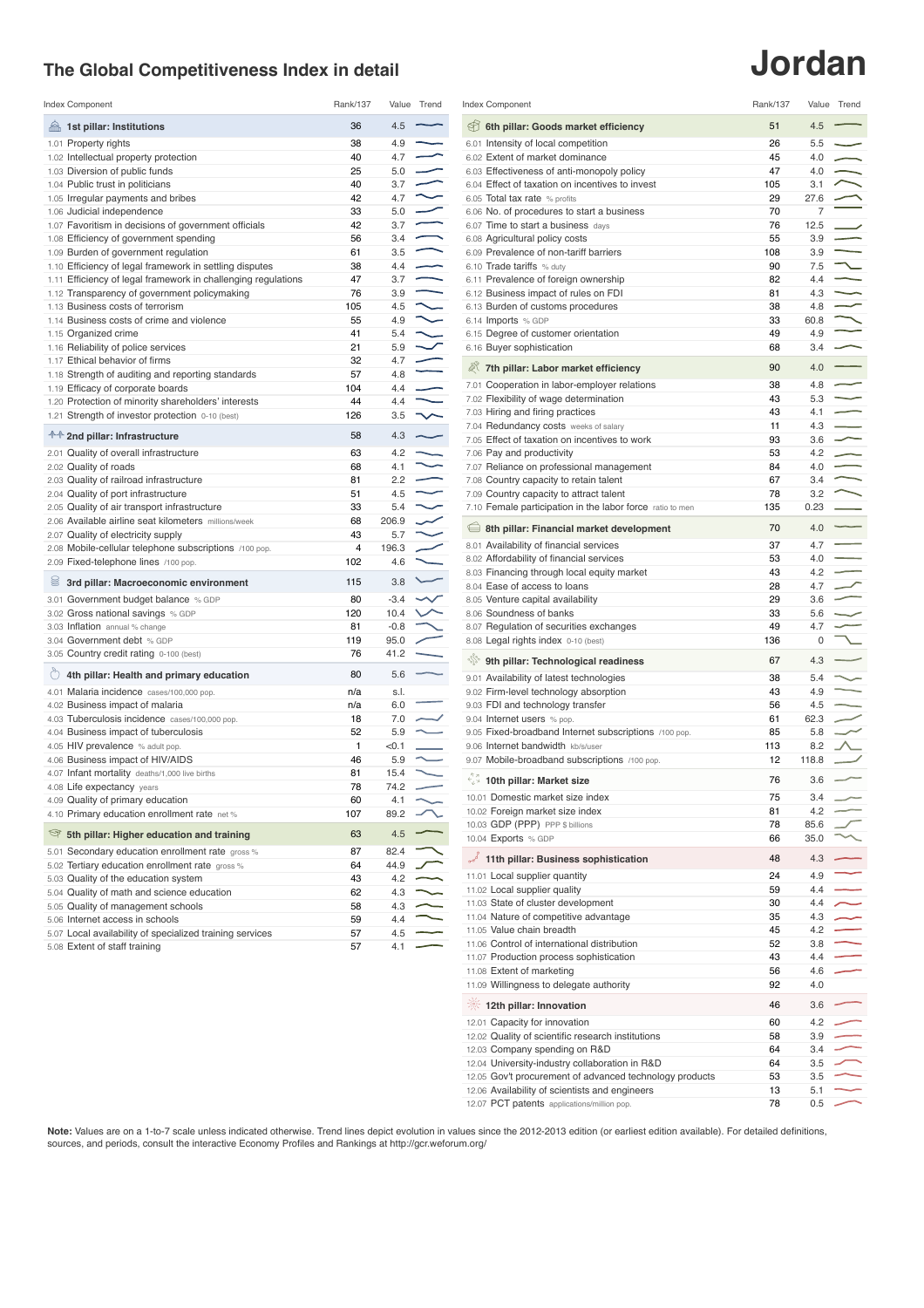# The Global Competitiveness Index in detail

# Jordan

| Index Component | Rank/137 | Value | Trend |
|---|---|---|---|
| **1st pillar: Institutions** | **36** | **4.5** | |
| 1.01 Property rights | 38 | 4.9 | |
| 1.02 Intellectual property protection | 40 | 4.7 | |
| 1.03 Diversion of public funds | 25 | 5.0 | |
| 1.04 Public trust in politicians | 40 | 3.7 | |
| 1.05 Irregular payments and bribes | 42 | 4.7 | |
| 1.06 Judicial independence | 33 | 5.0 | |
| 1.07 Favoritism in decisions of government officials | 42 | 3.7 | |
| 1.08 Efficiency of government spending | 56 | 3.4 | |
| 1.09 Burden of government regulation | 61 | 3.5 | |
| 1.10 Efficiency of legal framework in settling disputes | 38 | 4.4 | |
| 1.11 Efficiency of legal framework in challenging regulations | 47 | 3.7 | |
| 1.12 Transparency of government policymaking | 76 | 3.9 | |
| 1.13 Business costs of terrorism | 105 | 4.5 | |
| 1.14 Business costs of crime and violence | 55 | 4.9 | |
| 1.15 Organized crime | 41 | 5.4 | |
| 1.16 Reliability of police services | 21 | 5.9 | |
| 1.17 Ethical behavior of firms | 32 | 4.7 | |
| 1.18 Strength of auditing and reporting standards | 57 | 4.8 | |
| 1.19 Efficacy of corporate boards | 104 | 4.4 | |
| 1.20 Protection of minority shareholders' interests | 44 | 4.4 | |
| 1.21 Strength of investor protection 0-10 (best) | 126 | 3.5 | |
| **2nd pillar: Infrastructure** | **58** | **4.3** | |
| 2.01 Quality of overall infrastructure | 63 | 4.2 | |
| 2.02 Quality of roads | 68 | 4.1 | |
| 2.03 Quality of railroad infrastructure | 81 | 2.2 | |
| 2.04 Quality of port infrastructure | 51 | 4.5 | |
| 2.05 Quality of air transport infrastructure | 33 | 5.4 | |
| 2.06 Available airline seat kilometers millions/week | 68 | 206.9 | |
| 2.07 Quality of electricity supply | 43 | 5.7 | |
| 2.08 Mobile-cellular telephone subscriptions /100 pop. | 4 | 196.3 | |
| 2.09 Fixed-telephone lines /100 pop. | 102 | 4.6 | |
| **3rd pillar: Macroeconomic environment** | **115** | **3.8** | |
| 3.01 Government budget balance % GDP | 80 | -3.4 | |
| 3.02 Gross national savings % GDP | 120 | 10.4 | |
| 3.03 Inflation annual % change | 81 | -0.8 | |
| 3.04 Government debt % GDP | 119 | 95.0 | |
| 3.05 Country credit rating 0-100 (best) | 76 | 41.2 | |
| **4th pillar: Health and primary education** | **80** | **5.6** | |
| 4.01 Malaria incidence cases/100,000 pop. | n/a | s.l. | |
| 4.02 Business impact of malaria | n/a | 6.0 | |
| 4.03 Tuberculosis incidence cases/100,000 pop. | 18 | 7.0 | |
| 4.04 Business impact of tuberculosis | 52 | 5.9 | |
| 4.05 HIV prevalence % adult pop. | 1 | <0.1 | |
| 4.06 Business impact of HIV/AIDS | 46 | 5.9 | |
| 4.07 Infant mortality deaths/1,000 live births | 81 | 15.4 | |
| 4.08 Life expectancy years | 78 | 74.2 | |
| 4.09 Quality of primary education | 60 | 4.1 | |
| 4.10 Primary education enrollment rate net % | 107 | 89.2 | |
| **5th pillar: Higher education and training** | **63** | **4.5** | |
| 5.01 Secondary education enrollment rate gross % | 87 | 82.4 | |
| 5.02 Tertiary education enrollment rate gross % | 64 | 44.9 | |
| 5.03 Quality of the education system | 43 | 4.2 | |
| 5.04 Quality of math and science education | 62 | 4.3 | |
| 5.05 Quality of management schools | 58 | 4.3 | |
| 5.06 Internet access in schools | 59 | 4.4 | |
| 5.07 Local availability of specialized training services | 57 | 4.5 | |
| 5.08 Extent of staff training | 57 | 4.1 | |

| Index Component | Rank/137 | Value | Trend |
|---|---|---|---|
| **6th pillar: Goods market efficiency** | **51** | **4.5** | |
| 6.01 Intensity of local competition | 26 | 5.5 | |
| 6.02 Extent of market dominance | 45 | 4.0 | |
| 6.03 Effectiveness of anti-monopoly policy | 47 | 4.0 | |
| 6.04 Effect of taxation on incentives to invest | 105 | 3.1 | |
| 6.05 Total tax rate % profits | 29 | 27.6 | |
| 6.06 No. of procedures to start a business | 70 | 7 | |
| 6.07 Time to start a business days | 76 | 12.5 | |
| 6.08 Agricultural policy costs | 55 | 3.9 | |
| 6.09 Prevalence of non-tariff barriers | 108 | 3.9 | |
| 6.10 Trade tariffs % duty | 90 | 7.5 | |
| 6.11 Prevalence of foreign ownership | 82 | 4.4 | |
| 6.12 Business impact of rules on FDI | 81 | 4.3 | |
| 6.13 Burden of customs procedures | 38 | 4.8 | |
| 6.14 Imports % GDP | 33 | 60.8 | |
| 6.15 Degree of customer orientation | 49 | 4.9 | |
| 6.16 Buyer sophistication | 68 | 3.4 | |
| **7th pillar: Labor market efficiency** | **90** | **4.0** | |
| 7.01 Cooperation in labor-employer relations | 38 | 4.8 | |
| 7.02 Flexibility of wage determination | 43 | 5.3 | |
| 7.03 Hiring and firing practices | 43 | 4.1 | |
| 7.04 Redundancy costs weeks of salary | 11 | 4.3 | |
| 7.05 Effect of taxation on incentives to work | 93 | 3.6 | |
| 7.06 Pay and productivity | 53 | 4.2 | |
| 7.07 Reliance on professional management | 84 | 4.0 | |
| 7.08 Country capacity to retain talent | 67 | 3.4 | |
| 7.09 Country capacity to attract talent | 78 | 3.2 | |
| 7.10 Female participation in the labor force ratio to men | 135 | 0.23 | |
| **8th pillar: Financial market development** | **70** | **4.0** | |
| 8.01 Availability of financial services | 37 | 4.7 | |
| 8.02 Affordability of financial services | 53 | 4.0 | |
| 8.03 Financing through local equity market | 43 | 4.2 | |
| 8.04 Ease of access to loans | 28 | 4.7 | |
| 8.05 Venture capital availability | 29 | 3.6 | |
| 8.06 Soundness of banks | 33 | 5.6 | |
| 8.07 Regulation of securities exchanges | 49 | 4.7 | |
| 8.08 Legal rights index 0-10 (best) | 136 | 0 | |
| **9th pillar: Technological readiness** | **67** | **4.3** | |
| 9.01 Availability of latest technologies | 38 | 5.4 | |
| 9.02 Firm-level technology absorption | 43 | 4.9 | |
| 9.03 FDI and technology transfer | 56 | 4.5 | |
| 9.04 Internet users % pop. | 61 | 62.3 | |
| 9.05 Fixed-broadband Internet subscriptions /100 pop. | 85 | 5.8 | |
| 9.06 Internet bandwidth kb/s/user | 113 | 8.2 | |
| 9.07 Mobile-broadband subscriptions /100 pop. | 12 | 118.8 | |
| **10th pillar: Market size** | **76** | **3.6** | |
| 10.01 Domestic market size index | 75 | 3.4 | |
| 10.02 Foreign market size index | 81 | 4.2 | |
| 10.03 GDP (PPP) PPP $ billions | 78 | 85.6 | |
| 10.04 Exports % GDP | 66 | 35.0 | |
| **11th pillar: Business sophistication** | **48** | **4.3** | |
| 11.01 Local supplier quantity | 24 | 4.9 | |
| 11.02 Local supplier quality | 59 | 4.4 | |
| 11.03 State of cluster development | 30 | 4.4 | |
| 11.04 Nature of competitive advantage | 35 | 4.3 | |
| 11.05 Value chain breadth | 45 | 4.2 | |
| 11.06 Control of international distribution | 52 | 3.8 | |
| 11.07 Production process sophistication | 43 | 4.4 | |
| 11.08 Extent of marketing | 56 | 4.6 | |
| 11.09 Willingness to delegate authority | 92 | 4.0 | |
| **12th pillar: Innovation** | **46** | **3.6** | |
| 12.01 Capacity for innovation | 60 | 4.2 | |
| 12.02 Quality of scientific research institutions | 58 | 3.9 | |
| 12.03 Company spending on R&D | 64 | 3.4 | |
| 12.04 University-industry collaboration in R&D | 64 | 3.5 | |
| 12.05 Gov't procurement of advanced technology products | 53 | 3.5 | |
| 12.06 Availability of scientists and engineers | 13 | 5.1 | |
| 12.07 PCT patents applications/million pop. | 78 | 0.5 | |

**Note:** Values are on a 1-to-7 scale unless indicated otherwise. Trend lines depict evolution in values since the 2012-2013 edition (or earliest edition available). For detailed definitions, sources, and periods, consult the interactive Economy Profiles and Rankings at http://gcr.weforum.org/